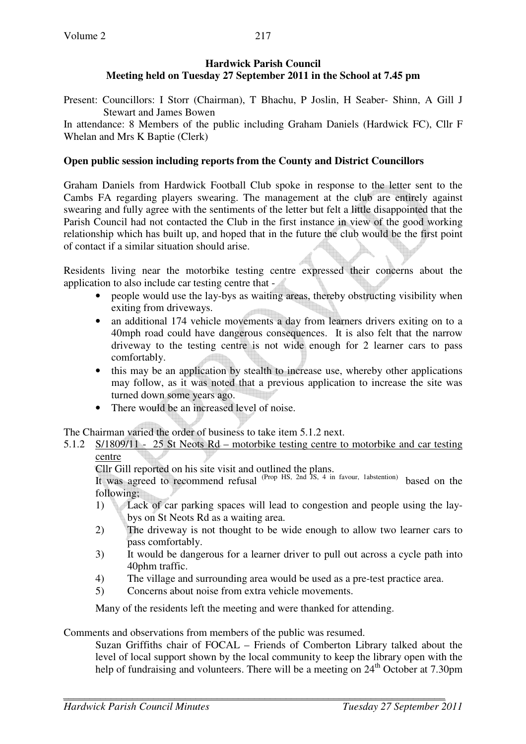**Hardwick Parish Council**
**Meeting held on Tuesday 27 September 2011 in the School at 7.45 pm**

Present: Councillors: I Storr (Chairman), T Bhachu, P Joslin, H Seaber- Shinn, A Gill J Stewart and James Bowen

In attendance: 8 Members of the public including Graham Daniels (Hardwick FC), Cllr F Whelan and Mrs K Baptie (Clerk)

**Open public session including reports from the County and District Councillors**

Graham Daniels from Hardwick Football Club spoke in response to the letter sent to the Cambs FA regarding players swearing. The management at the club are entirely against swearing and fully agree with the sentiments of the letter but felt a little disappointed that the Parish Council had not contacted the Club in the first instance in view of the good working relationship which has built up, and hoped that in the future the club would be the first point of contact if a similar situation should arise.

Residents living near the motorbike testing centre expressed their concerns about the application to also include car testing centre that -

- people would use the lay-bys as waiting areas, thereby obstructing visibility when exiting from driveways.
- an additional 174 vehicle movements a day from learners drivers exiting on to a 40mph road could have dangerous consequences. It is also felt that the narrow driveway to the testing centre is not wide enough for 2 learner cars to pass comfortably.
- this may be an application by stealth to increase use, whereby other applications may follow, as it was noted that a previous application to increase the site was turned down some years ago.
- There would be an increased level of noise.

The Chairman varied the order of business to take item 5.1.2 next.

5.1.2 S/1809/11 - 25 St Neots Rd – motorbike testing centre to motorbike and car testing centre

Cllr Gill reported on his site visit and outlined the plans.

It was agreed to recommend refusal (Prop HS, 2nd JS, 4 in favour, 1abstention) based on the following;

1) Lack of car parking spaces will lead to congestion and people using the lay-bys on St Neots Rd as a waiting area.
2) The driveway is not thought to be wide enough to allow two learner cars to pass comfortably.
3) It would be dangerous for a learner driver to pull out across a cycle path into 40phm traffic.
4) The village and surrounding area would be used as a pre-test practice area.
5) Concerns about noise from extra vehicle movements.

Many of the residents left the meeting and were thanked for attending.

Comments and observations from members of the public was resumed.

Suzan Griffiths chair of FOCAL – Friends of Comberton Library talked about the level of local support shown by the local community to keep the library open with the help of fundraising and volunteers. There will be a meeting on 24th October at 7.30pm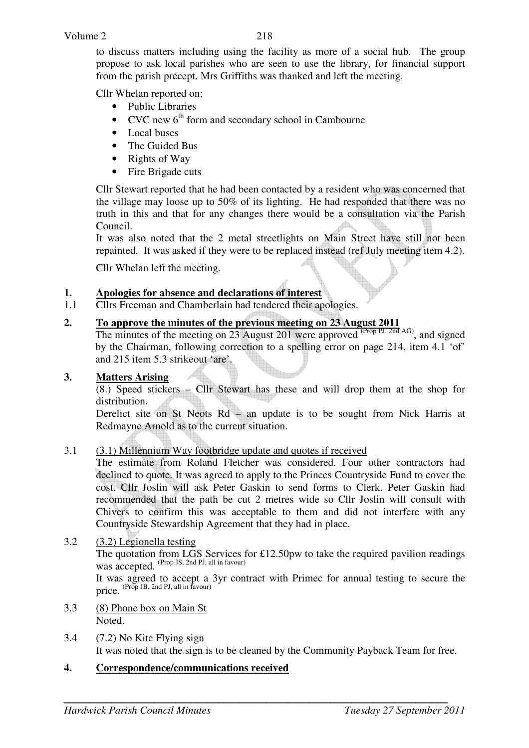to discuss matters including using the facility as more of a social hub. The group propose to ask local parishes who are seen to use the library, for financial support from the parish precept. Mrs Griffiths was thanked and left the meeting.

Cllr Whelan reported on;

- Public Libraries
- CVC new $6^{th}$ form and secondary school in Cambourne
- Local buses
- The Guided Bus
- Rights of Way
- Fire Brigade cuts

Cllr Stewart reported that he had been contacted by a resident who was concerned that the village may loose up to 50% of its lighting. He had responded that there was no truth in this and that for any changes there would be a consultation via the Parish Council.

It was also noted that the 2 metal streetlights on Main Street have still not been repainted. It was asked if they were to be replaced instead (ref July meeting item 4.2).

Cllr Whelan left the meeting.

## 1. Apologies for absence and declarations of interest

1.1 Cllrs Freeman and Chamberlain had tendered their apologies.

## 2. To approve the minutes of the previous meeting on 23 August 2011

The minutes of the meeting on 23 August 201 were approved (Prop PJ, 2nd AG), and signed by the Chairman, following correction to a spelling error on page 214, item 4.1 'of' and 215 item 5.3 strikeout 'are'.

## 3. Matters Arising

(8.) Speed stickers – Cllr Stewart has these and will drop them at the shop for distribution.

Derelict site on St Neots Rd – an update is to be sought from Nick Harris at Redmayne Arnold as to the current situation.

3.1 (3.1) Millennium Way footbridge update and quotes if received

The estimate from Roland Fletcher was considered. Four other contractors had declined to quote. It was agreed to apply to the Princes Countryside Fund to cover the cost. Cllr Joslin will ask Peter Gaskin to send forms to Clerk. Peter Gaskin had recommended that the path be cut 2 metres wide so Cllr Joslin will consult with Chivers to confirm this was acceptable to them and did not interfere with any Countryside Stewardship Agreement that they had in place.

3.2 (3.2) Legionella testing

The quotation from LGS Services for £12.50pw to take the required pavilion readings was accepted. (Prop JS, 2nd PJ, all in favour)

It was agreed to accept a 3yr contract with Primec for annual testing to secure the price. (Prop JB, 2nd PJ, all in favour)

3.3 (8) Phone box on Main St

Noted.

3.4 (7.2) No Kite Flying sign

It was noted that the sign is to be cleaned by the Community Payback Team for free.

## 4. Correspondence/communications received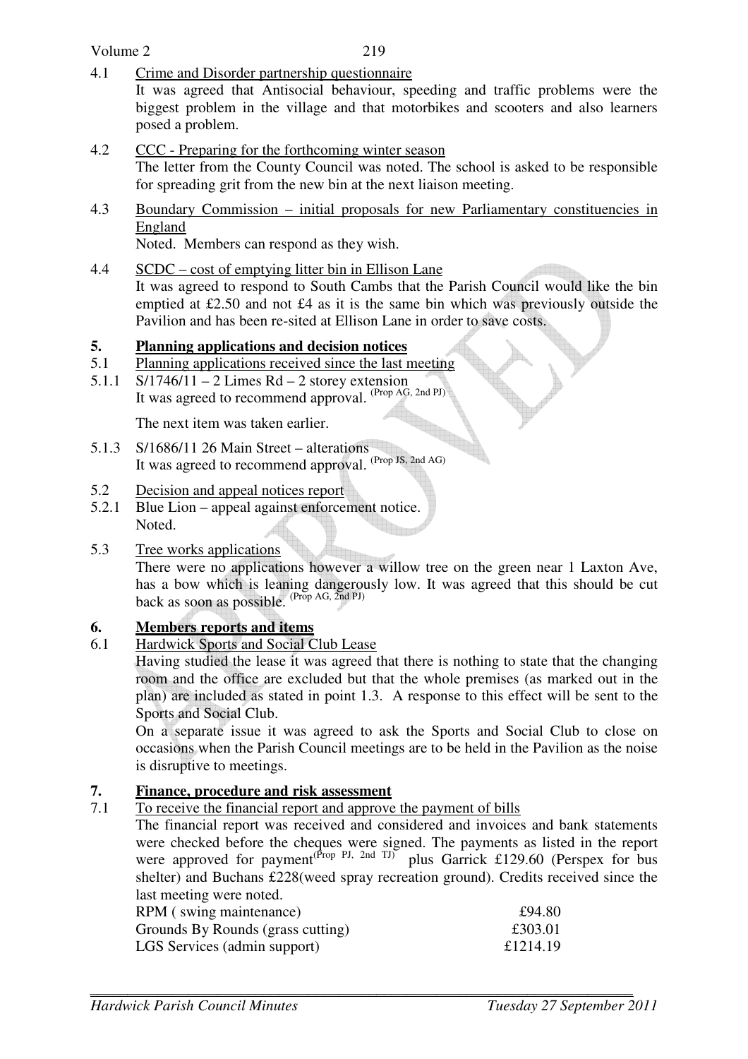4.1 Crime and Disorder partnership questionnaire

It was agreed that Antisocial behaviour, speeding and traffic problems were the biggest problem in the village and that motorbikes and scooters and also learners posed a problem.

4.2 CCC - Preparing for the forthcoming winter season

The letter from the County Council was noted. The school is asked to be responsible for spreading grit from the new bin at the next liaison meeting.

4.3 Boundary Commission – initial proposals for new Parliamentary constituencies in England

Noted. Members can respond as they wish.

4.4 SCDC – cost of emptying litter bin in Ellison Lane

It was agreed to respond to South Cambs that the Parish Council would like the bin emptied at £2.50 and not £4 as it is the same bin which was previously outside the Pavilion and has been re-sited at Ellison Lane in order to save costs.

## 5. Planning applications and decision notices

5.1 Planning applications received since the last meeting

5.1.1 S/1746/11 – 2 Limes Rd – 2 storey extension

It was agreed to recommend approval. (Prop AG, 2nd PJ)

The next item was taken earlier.

5.1.3 S/1686/11 26 Main Street – alterations

It was agreed to recommend approval. (Prop JS, 2nd AG)

5.2 Decision and appeal notices report

5.2.1 Blue Lion – appeal against enforcement notice.

Noted.

5.3 Tree works applications

There were no applications however a willow tree on the green near 1 Laxton Ave, has a bow which is leaning dangerously low. It was agreed that this should be cut back as soon as possible. (Prop AG, 2nd PJ)

## 6. Members reports and items

6.1 Hardwick Sports and Social Club Lease

Having studied the lease it was agreed that there is nothing to state that the changing room and the office are excluded but that the whole premises (as marked out in the plan) are included as stated in point 1.3. A response to this effect will be sent to the Sports and Social Club.

On a separate issue it was agreed to ask the Sports and Social Club to close on occasions when the Parish Council meetings are to be held in the Pavilion as the noise is disruptive to meetings.

## 7. Finance, procedure and risk assessment

7.1 To receive the financial report and approve the payment of bills

The financial report was received and considered and invoices and bank statements were checked before the cheques were signed. The payments as listed in the report were approved for payment (Prop PJ, 2nd TJ) plus Garrick £129.60 (Perspex for bus shelter) and Buchans £228(weed spray recreation ground). Credits received since the last meeting were noted.

| | |
|---|---|
| RPM ( swing maintenance) | £94.80 |
| Grounds By Rounds (grass cutting) | £303.01 |
| LGS Services (admin support) | £1214.19 |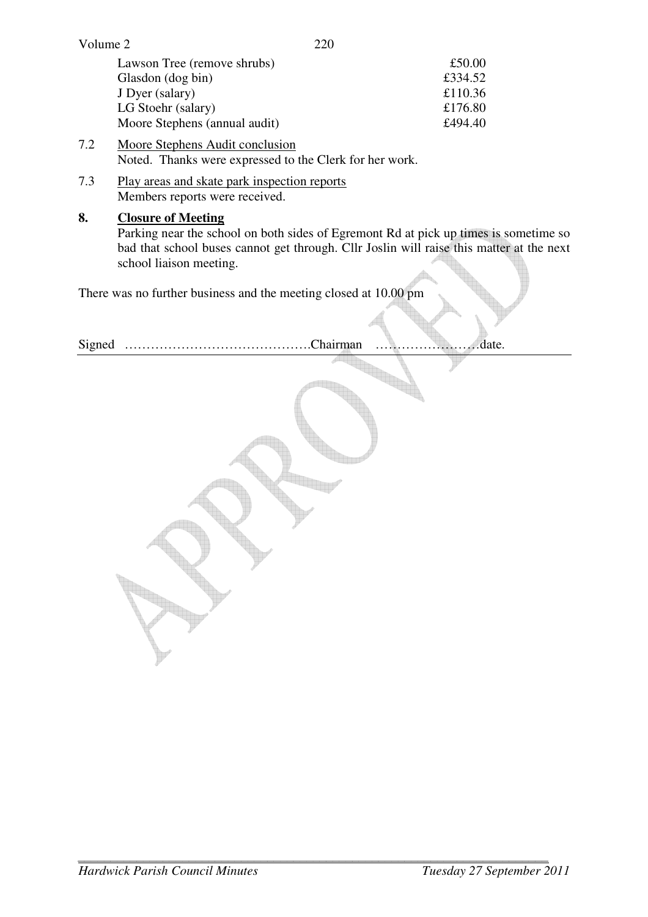| | |
|---|---|
| Lawson Tree (remove shrubs) | £50.00 |
| Glasdon (dog bin) | £334.52 |
| J Dyer (salary) | £110.36 |
| LG Stoehr (salary) | £176.80 |
| Moore Stephens (annual audit) | £494.40 |

7.2 Moore Stephens Audit conclusion
Noted. Thanks were expressed to the Clerk for her work.

7.3 Play areas and skate park inspection reports
Members reports were received.

**8. Closure of Meeting**

Parking near the school on both sides of Egremont Rd at pick up times is sometime so bad that school buses cannot get through. Cllr Joslin will raise this matter at the next school liaison meeting.

There was no further business and the meeting closed at 10.00 pm

Signed …………………………………….Chairman …………………….date.